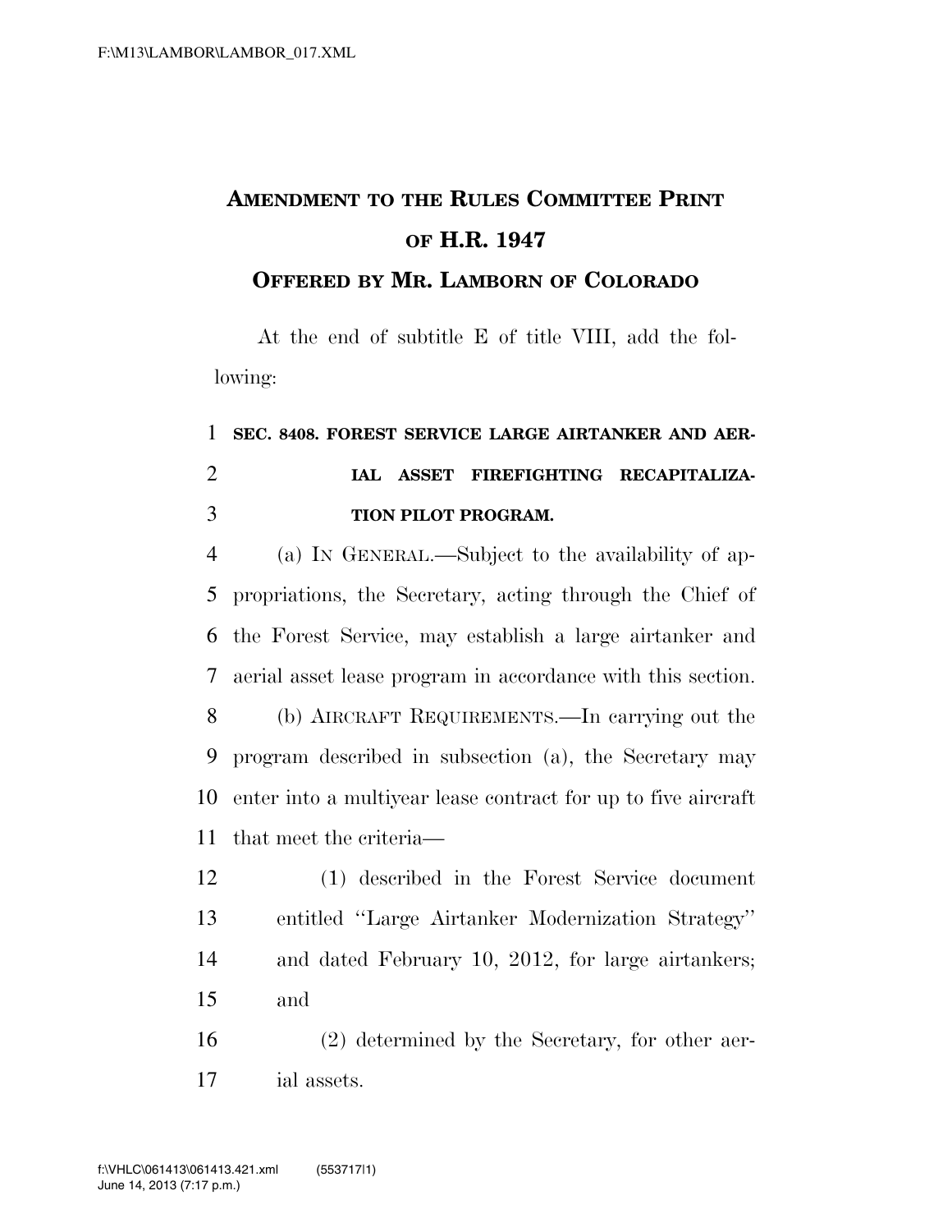# Amendment to the Rules Committee Print of H.R. 1947

## Offered by Mr. Lamborn of Colorado

At the end of subtitle E of title VIII, add the following:

### SEC. 8408. FOREST SERVICE LARGE AIRTANKER AND AERIAL ASSET FIREFIGHTING RECAPITALIZATION PILOT PROGRAM.

(a) IN GENERAL.—Subject to the availability of appropriations, the Secretary, acting through the Chief of the Forest Service, may establish a large airtanker and aerial asset lease program in accordance with this section.

(b) AIRCRAFT REQUIREMENTS.—In carrying out the program described in subsection (a), the Secretary may enter into a multiyear lease contract for up to five aircraft that meet the criteria—

(1) described in the Forest Service document entitled ''Large Airtanker Modernization Strategy'' and dated February 10, 2012, for large airtankers; and

(2) determined by the Secretary, for other aerial assets.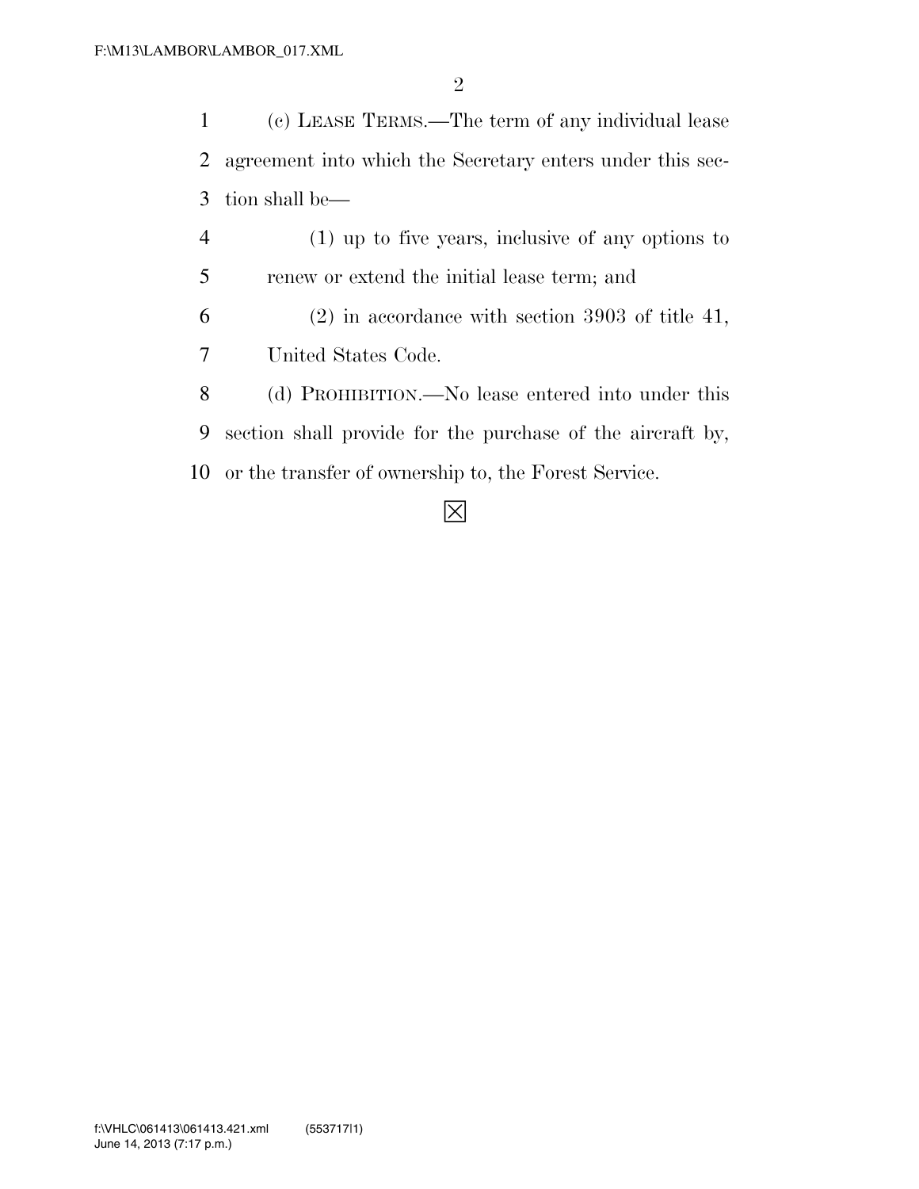(c) LEASE TERMS.—The term of any individual lease agreement into which the Secretary enters under this section shall be—

(1) up to five years, inclusive of any options to renew or extend the initial lease term; and

(2) in accordance with section 3903 of title 41, United States Code.

(d) PROHIBITION.—No lease entered into under this section shall provide for the purchase of the aircraft by, or the transfer of ownership to, the Forest Service.